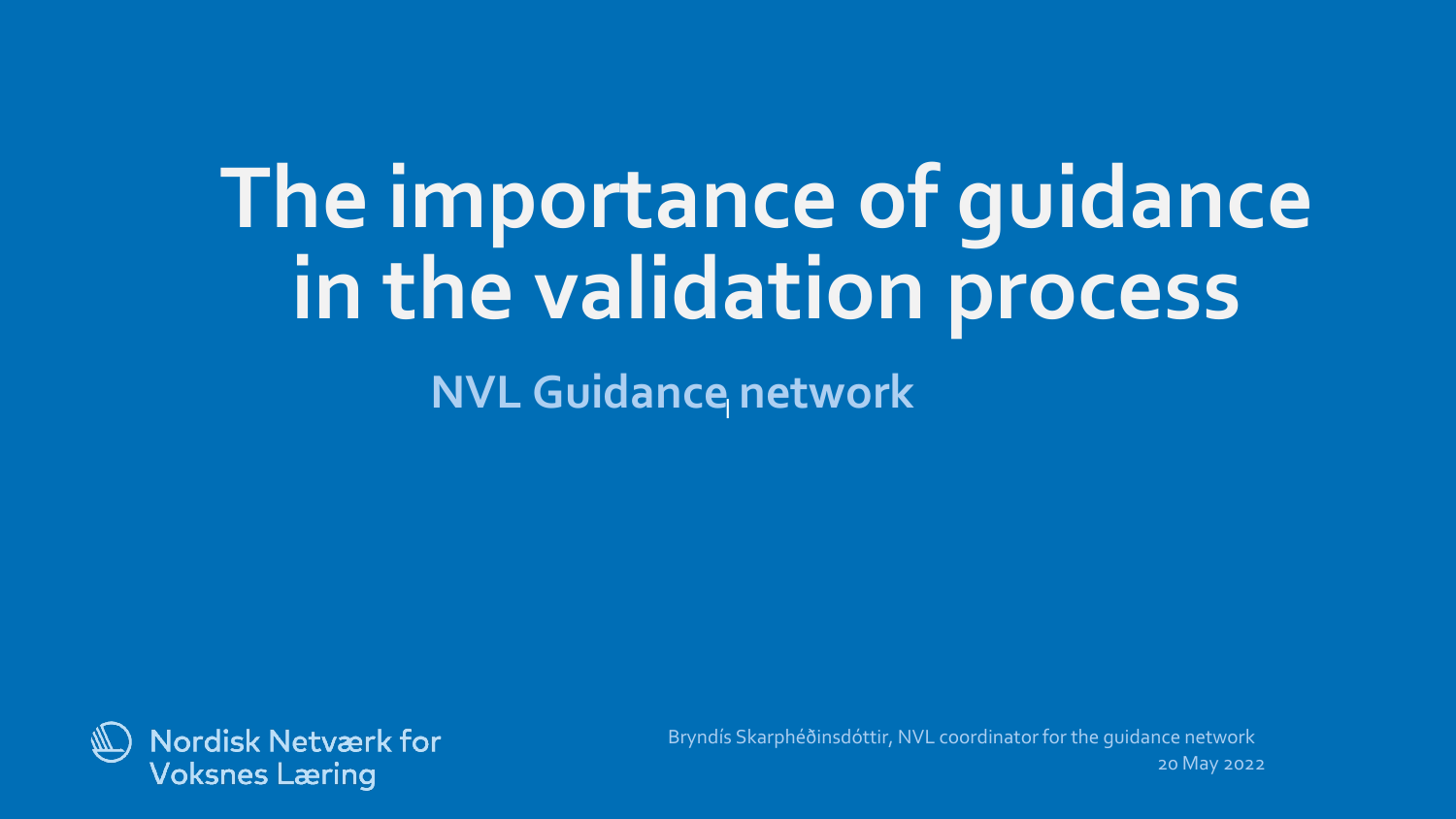# The importance of guidance in the validation process

## NVL Guidance network

Nordisk Netværk for Voksnes Læring

Bryndís Skarphéðinsdóttir, NVL coordinator for the guidance network

20 May 2022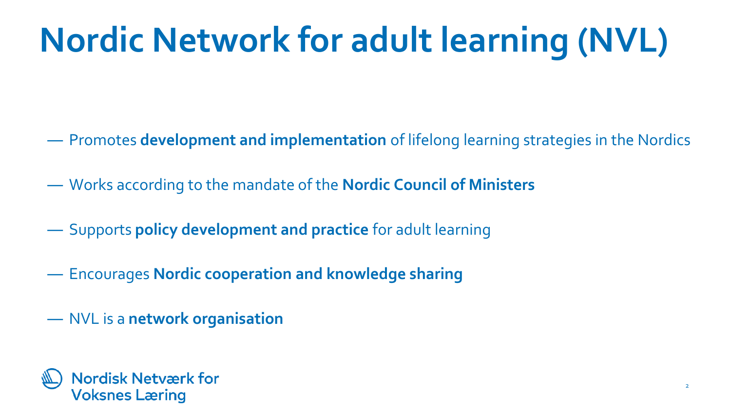# Nordic Network for adult learning (NVL)

- Promotes **development and implementation** of lifelong learning strategies in the Nordics
- Works according to the mandate of the **Nordic Council of Ministers**
- Supports **policy development and practice** for adult learning
- Encourages **Nordic cooperation and knowledge sharing**
- NVL is a **network organisation**

Nordisk Netværk for Voksnes Læring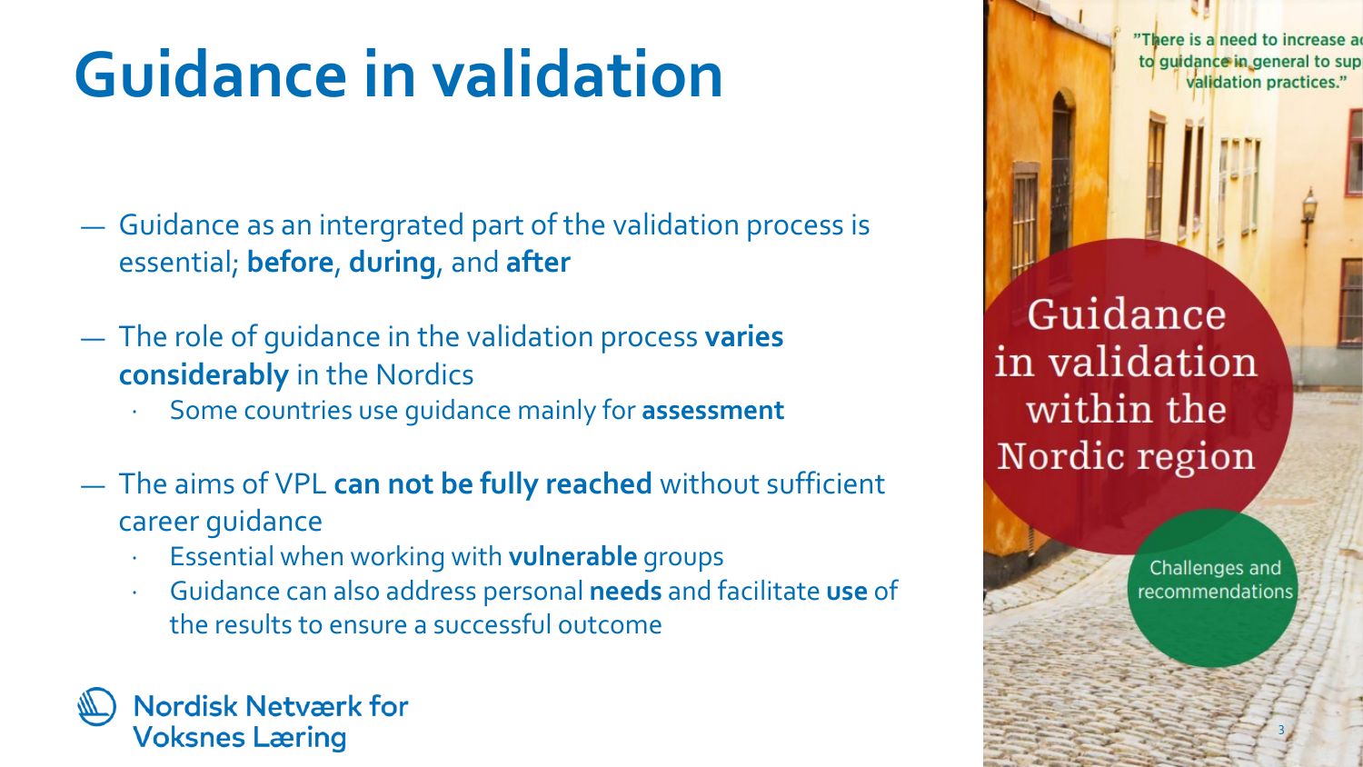# Guidance in validation

- Guidance as an intergrated part of the validation process is essential; **before**, **during**, and **after**
- The role of guidance in the validation process **varies considerably** in the Nordics
  - Some countries use guidance mainly for **assessment**
- The aims of VPL **can not be fully reached** without sufficient career guidance
  - Essential when working with **vulnerable** groups
  - Guidance can also address personal **needs** and facilitate **use** of the results to ensure a successful outcome

Nordisk Netværk for Voksnes Læring

"There is a need to increase ac to guidance in general to sup validation practices."

Guidance in validation within the Nordic region

Challenges and recommendations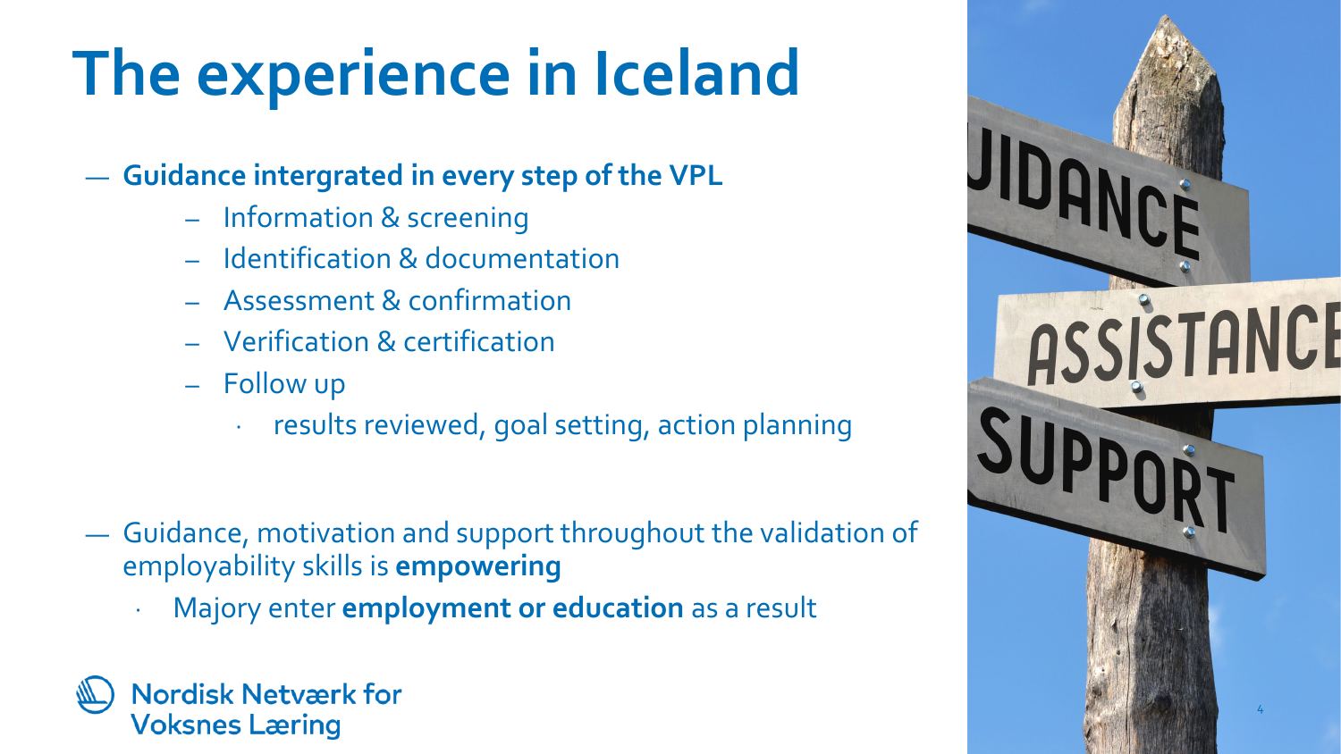# The experience in Iceland

- **Guidance intergrated in every step of the VPL**
  - Information & screening
  - Identification & documentation
  - Assessment & confirmation
  - Verification & certification
  - Follow up
    - results reviewed, goal setting, action planning

- Guidance, motivation and support throughout the validation of employability skills is **empowering**
  - Majory enter **employment or education** as a result

Nordisk Netværk for Voksnes Læring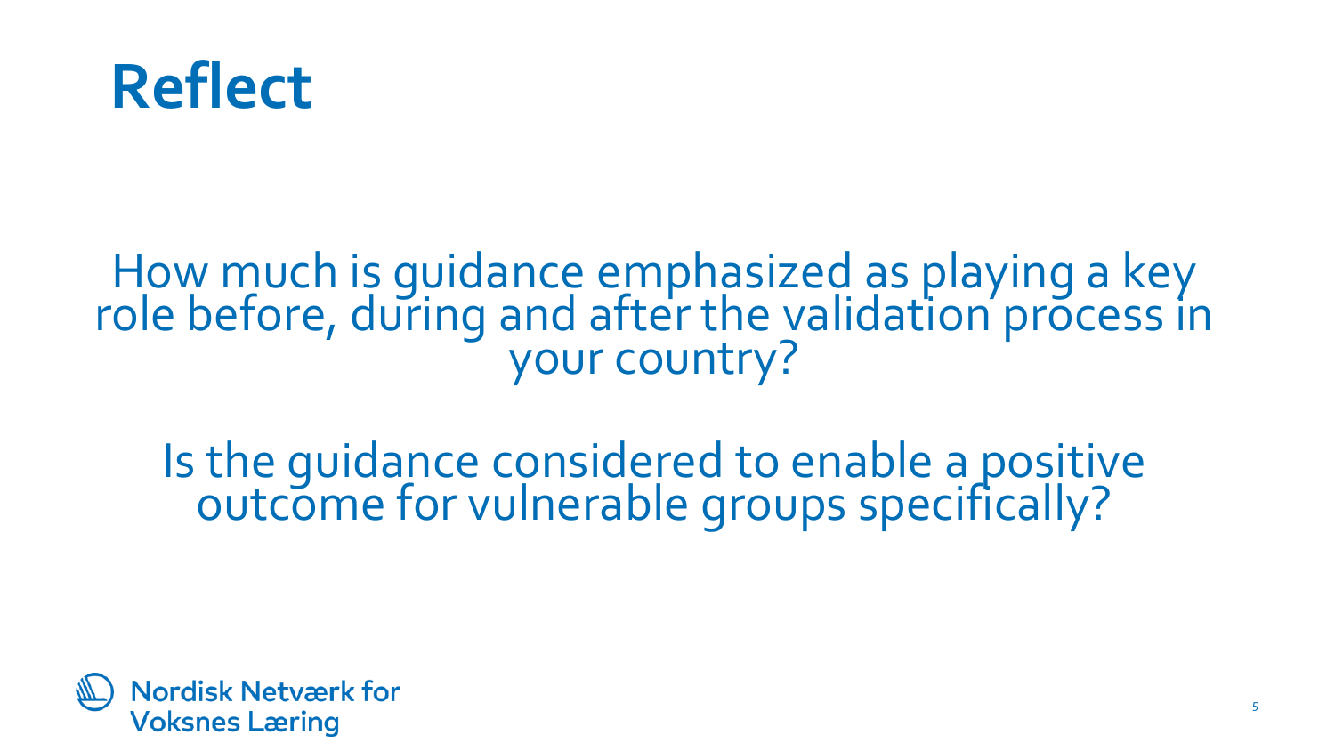# Reflect

How much is guidance emphasized as playing a key role before, during and after the validation process in your country?

Is the guidance considered to enable a positive outcome for vulnerable groups specifically?

Nordisk Netværk for Voksnes Læring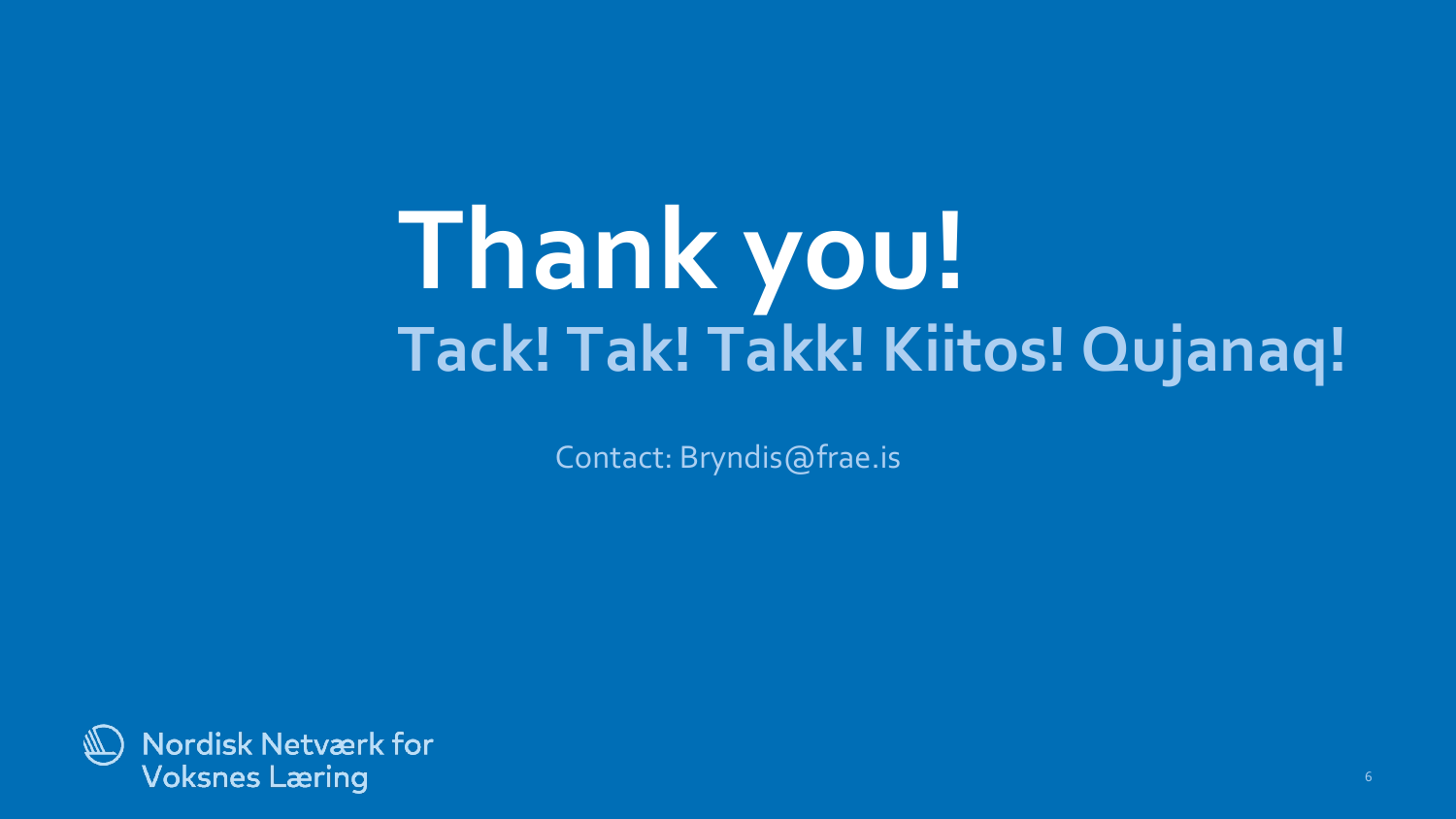# Thank you!

## Tack! Tak! Takk! Kiitos! Qujanaq!

Contact: Bryndis@frae.is

Nordisk Netværk for Voksnes Læring